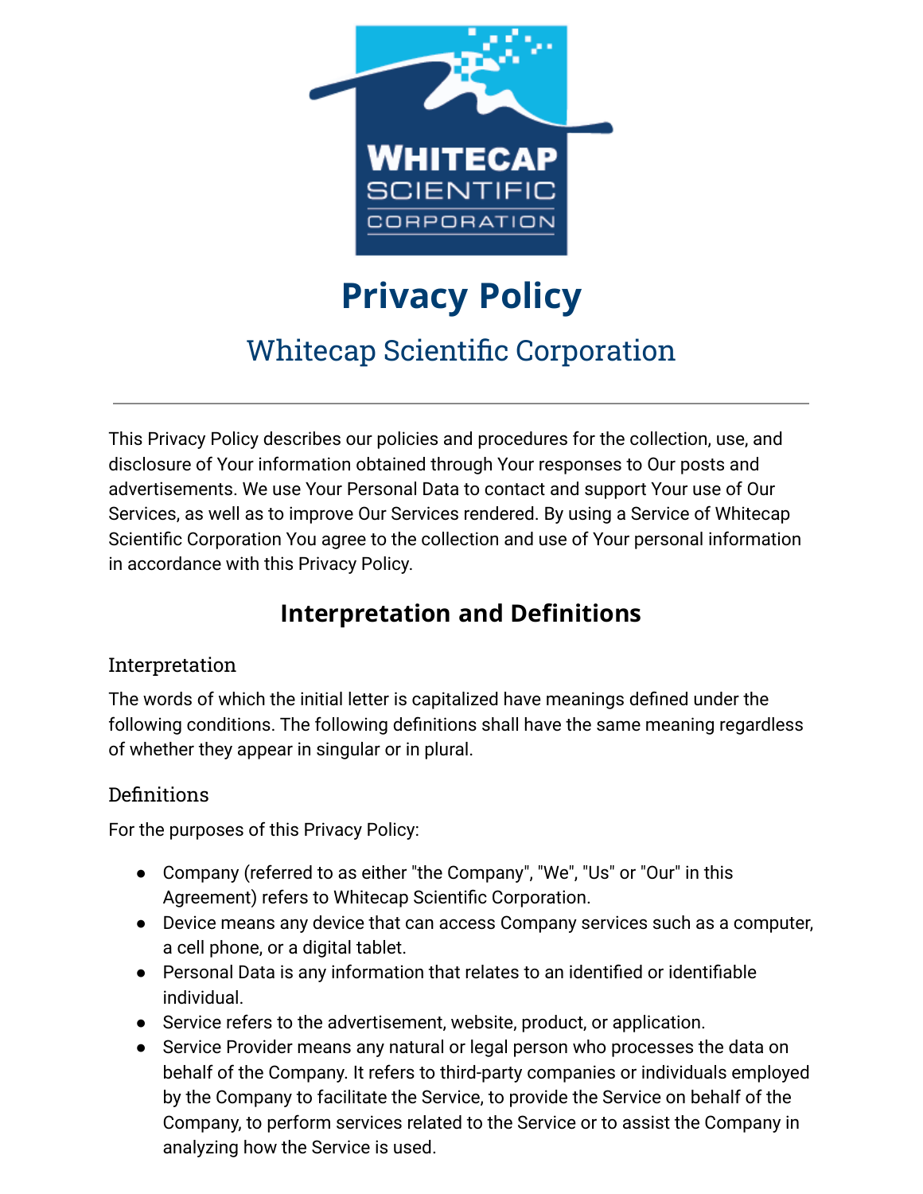# Privacy Policy

## Whitecap Scientific Corporation

---

This Privacy Policy describes our policies and procedures for the collection, use, and disclosure of Your information obtained through Your responses to Our posts and advertisements. We use Your Personal Data to contact and support Your use of Our Services, as well as to improve Our Services rendered. By using a Service of Whitecap Scientific Corporation You agree to the collection and use of Your personal information in accordance with this Privacy Policy.

## Interpretation and Definitions

### Interpretation

The words of which the initial letter is capitalized have meanings defined under the following conditions. The following definitions shall have the same meaning regardless of whether they appear in singular or in plural.

### Definitions

For the purposes of this Privacy Policy:

- Company (referred to as either "the Company", "We", "Us" or "Our" in this Agreement) refers to Whitecap Scientific Corporation.
- Device means any device that can access Company services such as a computer, a cell phone, or a digital tablet.
- Personal Data is any information that relates to an identified or identifiable individual.
- Service refers to the advertisement, website, product, or application.
- Service Provider means any natural or legal person who processes the data on behalf of the Company. It refers to third-party companies or individuals employed by the Company to facilitate the Service, to provide the Service on behalf of the Company, to perform services related to the Service or to assist the Company in analyzing how the Service is used.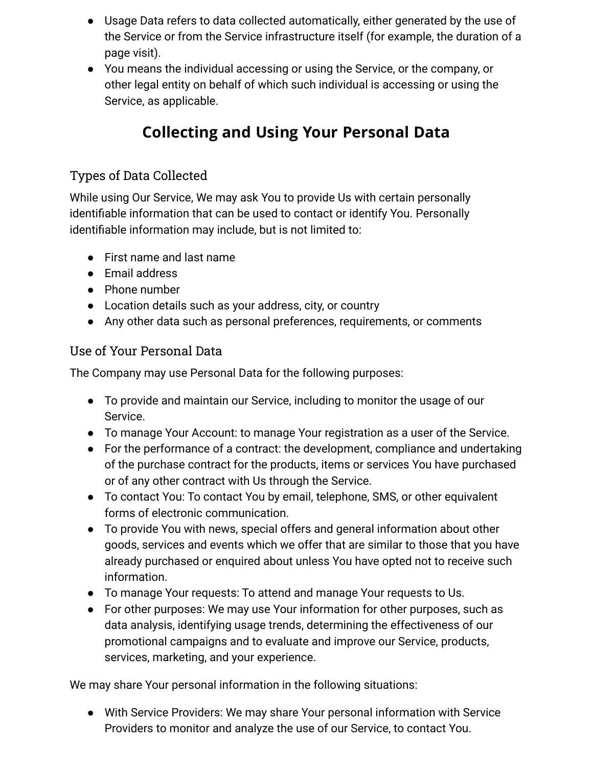- Usage Data refers to data collected automatically, either generated by the use of the Service or from the Service infrastructure itself (for example, the duration of a page visit).
- You means the individual accessing or using the Service, or the company, or other legal entity on behalf of which such individual is accessing or using the Service, as applicable.

## Collecting and Using Your Personal Data

### Types of Data Collected

While using Our Service, We may ask You to provide Us with certain personally identifiable information that can be used to contact or identify You. Personally identifiable information may include, but is not limited to:

- First name and last name
- Email address
- Phone number
- Location details such as your address, city, or country
- Any other data such as personal preferences, requirements, or comments

### Use of Your Personal Data

The Company may use Personal Data for the following purposes:

- To provide and maintain our Service, including to monitor the usage of our Service.
- To manage Your Account: to manage Your registration as a user of the Service.
- For the performance of a contract: the development, compliance and undertaking of the purchase contract for the products, items or services You have purchased or of any other contract with Us through the Service.
- To contact You: To contact You by email, telephone, SMS, or other equivalent forms of electronic communication.
- To provide You with news, special offers and general information about other goods, services and events which we offer that are similar to those that you have already purchased or enquired about unless You have opted not to receive such information.
- To manage Your requests: To attend and manage Your requests to Us.
- For other purposes: We may use Your information for other purposes, such as data analysis, identifying usage trends, determining the effectiveness of our promotional campaigns and to evaluate and improve our Service, products, services, marketing, and your experience.

We may share Your personal information in the following situations:

- With Service Providers: We may share Your personal information with Service Providers to monitor and analyze the use of our Service, to contact You.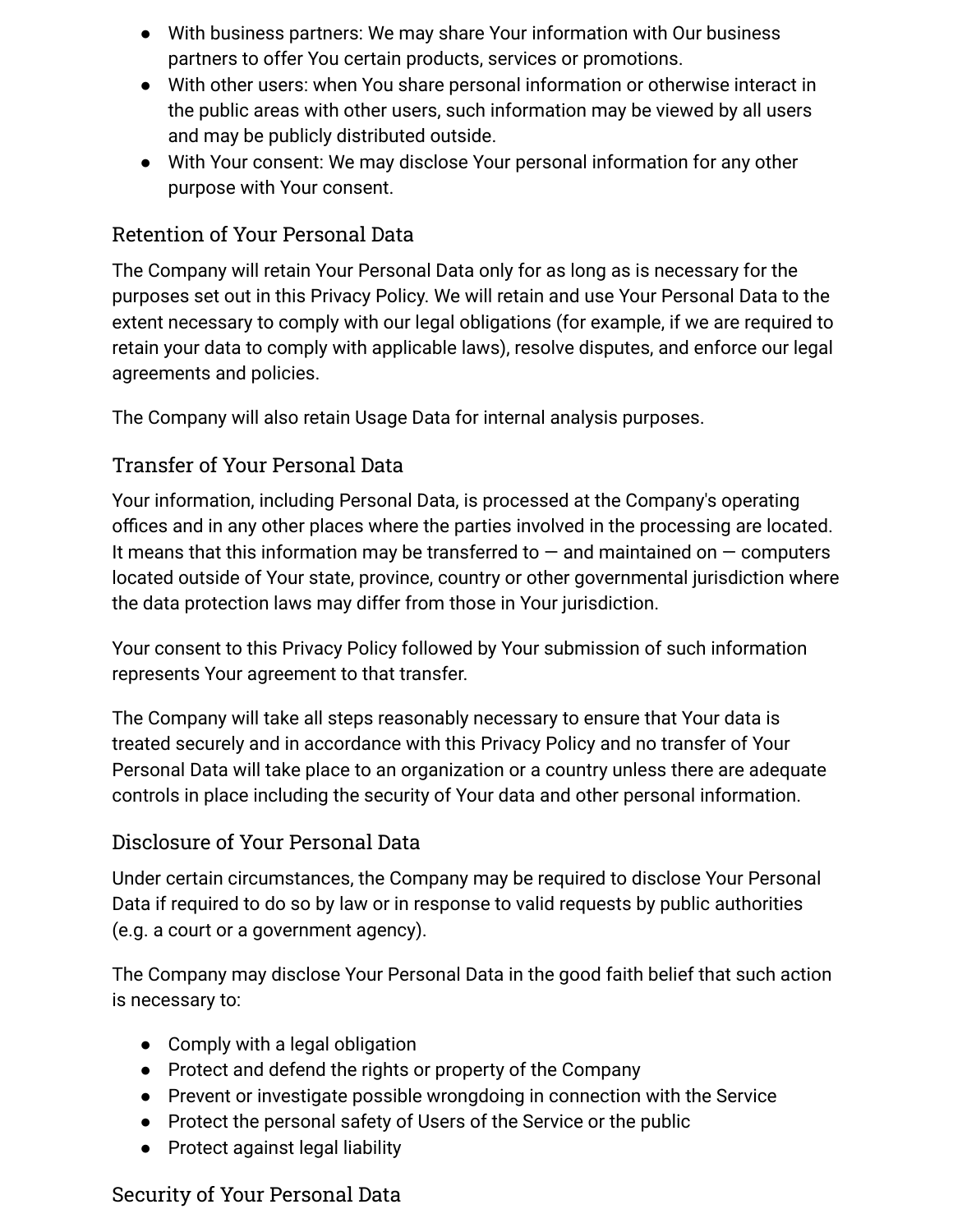- With business partners: We may share Your information with Our business partners to offer You certain products, services or promotions.
- With other users: when You share personal information or otherwise interact in the public areas with other users, such information may be viewed by all users and may be publicly distributed outside.
- With Your consent: We may disclose Your personal information for any other purpose with Your consent.

### Retention of Your Personal Data

The Company will retain Your Personal Data only for as long as is necessary for the purposes set out in this Privacy Policy. We will retain and use Your Personal Data to the extent necessary to comply with our legal obligations (for example, if we are required to retain your data to comply with applicable laws), resolve disputes, and enforce our legal agreements and policies.

The Company will also retain Usage Data for internal analysis purposes.

### Transfer of Your Personal Data

Your information, including Personal Data, is processed at the Company's operating offices and in any other places where the parties involved in the processing are located. It means that this information may be transferred to — and maintained on — computers located outside of Your state, province, country or other governmental jurisdiction where the data protection laws may differ from those in Your jurisdiction.

Your consent to this Privacy Policy followed by Your submission of such information represents Your agreement to that transfer.

The Company will take all steps reasonably necessary to ensure that Your data is treated securely and in accordance with this Privacy Policy and no transfer of Your Personal Data will take place to an organization or a country unless there are adequate controls in place including the security of Your data and other personal information.

### Disclosure of Your Personal Data

Under certain circumstances, the Company may be required to disclose Your Personal Data if required to do so by law or in response to valid requests by public authorities (e.g. a court or a government agency).

The Company may disclose Your Personal Data in the good faith belief that such action is necessary to:

- Comply with a legal obligation
- Protect and defend the rights or property of the Company
- Prevent or investigate possible wrongdoing in connection with the Service
- Protect the personal safety of Users of the Service or the public
- Protect against legal liability

### Security of Your Personal Data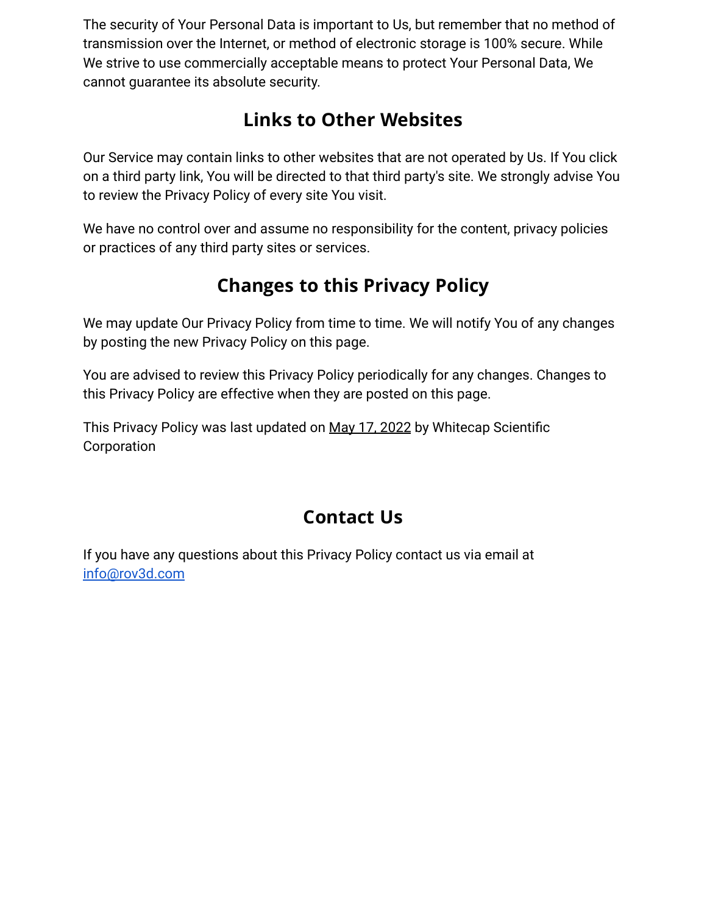The security of Your Personal Data is important to Us, but remember that no method of transmission over the Internet, or method of electronic storage is 100% secure. While We strive to use commercially acceptable means to protect Your Personal Data, We cannot guarantee its absolute security.

## Links to Other Websites

Our Service may contain links to other websites that are not operated by Us. If You click on a third party link, You will be directed to that third party's site. We strongly advise You to review the Privacy Policy of every site You visit.

We have no control over and assume no responsibility for the content, privacy policies or practices of any third party sites or services.

## Changes to this Privacy Policy

We may update Our Privacy Policy from time to time. We will notify You of any changes by posting the new Privacy Policy on this page.

You are advised to review this Privacy Policy periodically for any changes. Changes to this Privacy Policy are effective when they are posted on this page.

This Privacy Policy was last updated on May 17, 2022 by Whitecap Scientific Corporation

## Contact Us

If you have any questions about this Privacy Policy contact us via email at [info@rov3d.com](mailto:info@rov3d.com)